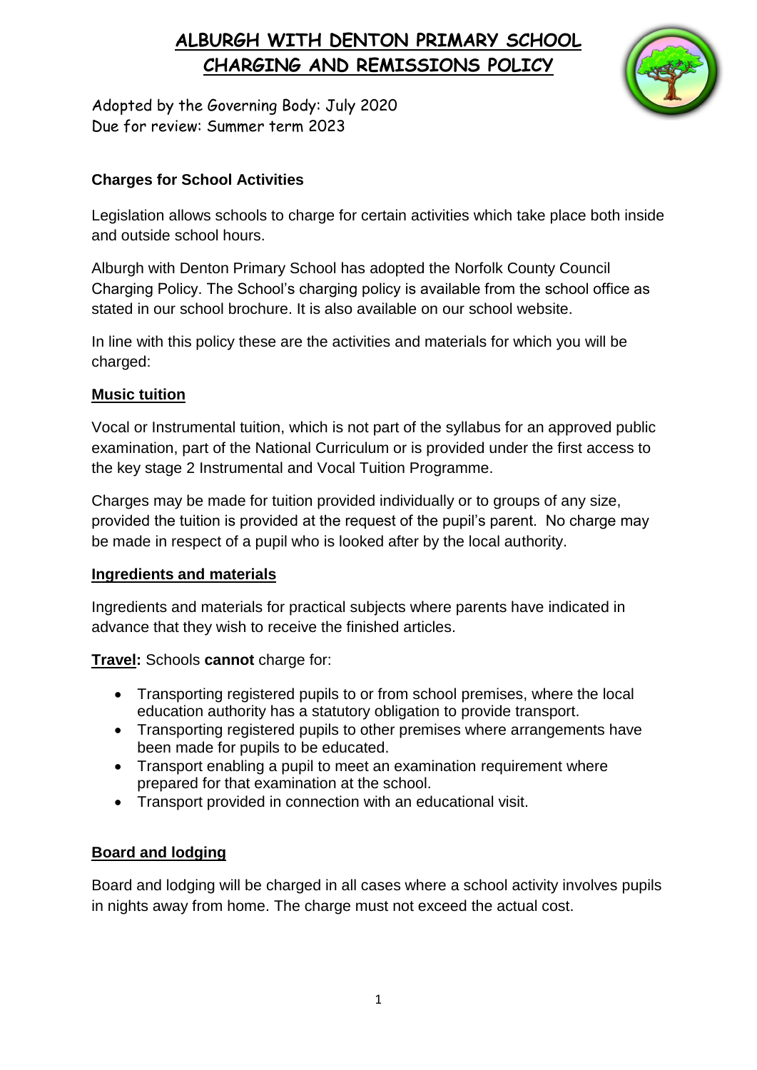# ALBURGH WITH DENTON PRIMARY SCHOOL
# CHARGING AND REMISSIONS POLICY

Adopted by the Governing Body: July 2020
Due for review: Summer term 2023

## Charges for School Activities

Legislation allows schools to charge for certain activities which take place both inside and outside school hours.

Alburgh with Denton Primary School has adopted the Norfolk County Council Charging Policy. The School's charging policy is available from the school office as stated in our school brochure. It is also available on our school website.

In line with this policy these are the activities and materials for which you will be charged:

### Music tuition

Vocal or Instrumental tuition, which is not part of the syllabus for an approved public examination, part of the National Curriculum or is provided under the first access to the key stage 2 Instrumental and Vocal Tuition Programme.

Charges may be made for tuition provided individually or to groups of any size, provided the tuition is provided at the request of the pupil's parent. No charge may be made in respect of a pupil who is looked after by the local authority.

### Ingredients and materials

Ingredients and materials for practical subjects where parents have indicated in advance that they wish to receive the finished articles.

**Travel:** Schools **cannot** charge for:

- Transporting registered pupils to or from school premises, where the local education authority has a statutory obligation to provide transport.
- Transporting registered pupils to other premises where arrangements have been made for pupils to be educated.
- Transport enabling a pupil to meet an examination requirement where prepared for that examination at the school.
- Transport provided in connection with an educational visit.

### Board and lodging

Board and lodging will be charged in all cases where a school activity involves pupils in nights away from home. The charge must not exceed the actual cost.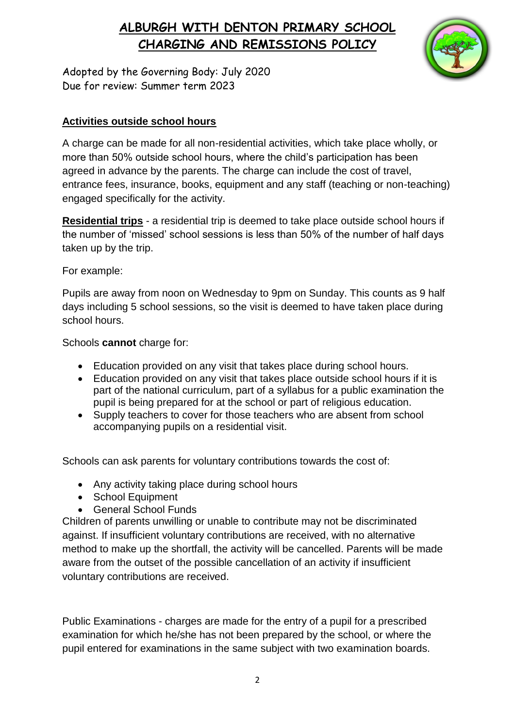# ALBURGH WITH DENTON PRIMARY SCHOOL
# CHARGING AND REMISSIONS POLICY

Adopted by the Governing Body: July 2020
Due for review: Summer term 2023

## Activities outside school hours

A charge can be made for all non-residential activities, which take place wholly, or more than 50% outside school hours, where the child's participation has been agreed in advance by the parents. The charge can include the cost of travel, entrance fees, insurance, books, equipment and any staff (teaching or non-teaching) engaged specifically for the activity.

**Residential trips** - a residential trip is deemed to take place outside school hours if the number of 'missed' school sessions is less than 50% of the number of half days taken up by the trip.

For example:

Pupils are away from noon on Wednesday to 9pm on Sunday. This counts as 9 half days including 5 school sessions, so the visit is deemed to have taken place during school hours.

Schools **cannot** charge for:

- Education provided on any visit that takes place during school hours.
- Education provided on any visit that takes place outside school hours if it is part of the national curriculum, part of a syllabus for a public examination the pupil is being prepared for at the school or part of religious education.
- Supply teachers to cover for those teachers who are absent from school accompanying pupils on a residential visit.

Schools can ask parents for voluntary contributions towards the cost of:

- Any activity taking place during school hours
- School Equipment
- General School Funds

Children of parents unwilling or unable to contribute may not be discriminated against. If insufficient voluntary contributions are received, with no alternative method to make up the shortfall, the activity will be cancelled. Parents will be made aware from the outset of the possible cancellation of an activity if insufficient voluntary contributions are received.

Public Examinations - charges are made for the entry of a pupil for a prescribed examination for which he/she has not been prepared by the school, or where the pupil entered for examinations in the same subject with two examination boards.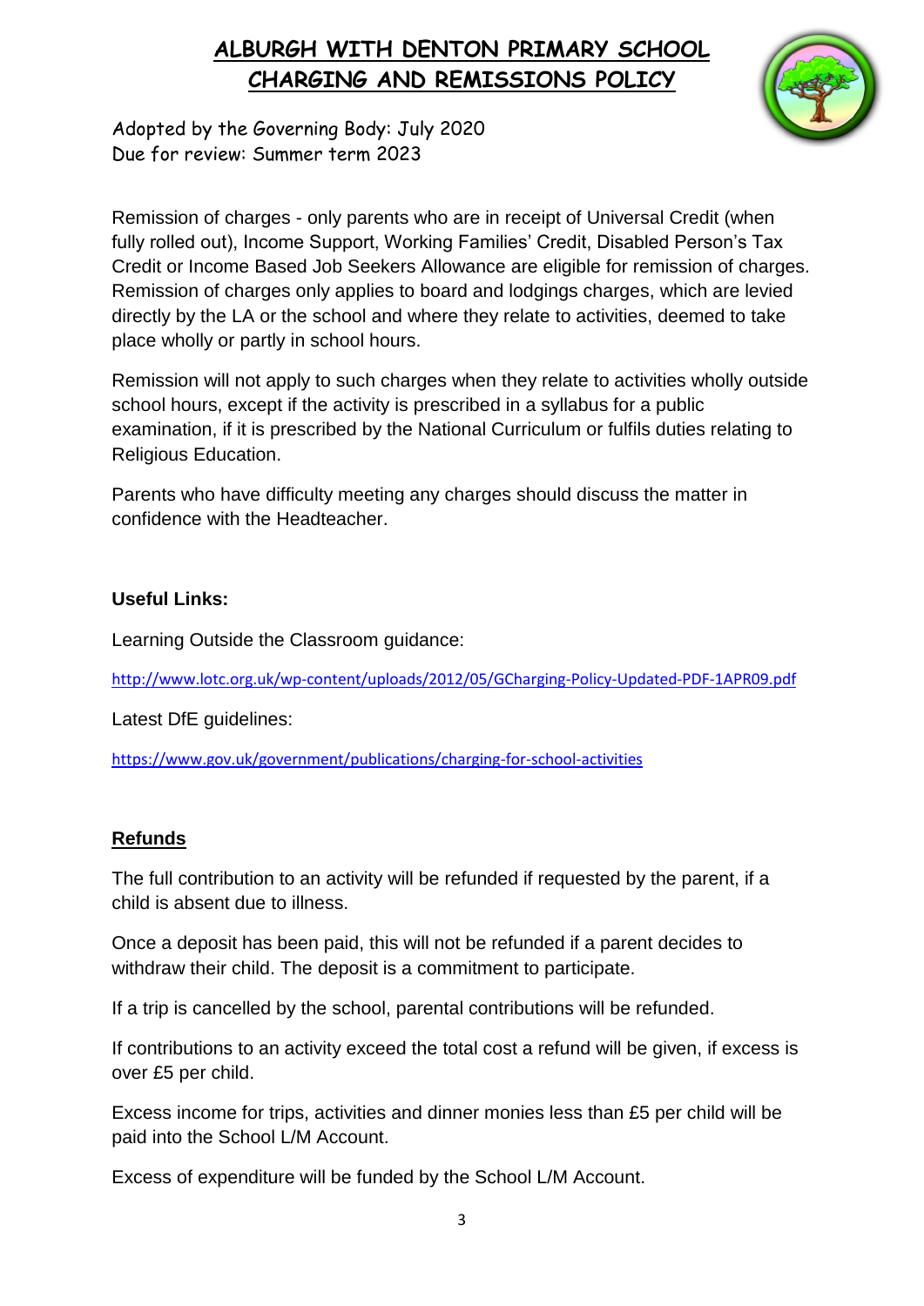# ALBURGH WITH DENTON PRIMARY SCHOOL
# CHARGING AND REMISSIONS POLICY

Adopted by the Governing Body: July 2020
Due for review: Summer term 2023

Remission of charges - only parents who are in receipt of Universal Credit (when fully rolled out), Income Support, Working Families' Credit, Disabled Person's Tax Credit or Income Based Job Seekers Allowance are eligible for remission of charges. Remission of charges only applies to board and lodgings charges, which are levied directly by the LA or the school and where they relate to activities, deemed to take place wholly or partly in school hours.

Remission will not apply to such charges when they relate to activities wholly outside school hours, except if the activity is prescribed in a syllabus for a public examination, if it is prescribed by the National Curriculum or fulfils duties relating to Religious Education.

Parents who have difficulty meeting any charges should discuss the matter in confidence with the Headteacher.

**Useful Links:**

Learning Outside the Classroom guidance:

http://www.lotc.org.uk/wp-content/uploads/2012/05/GCharging-Policy-Updated-PDF-1APR09.pdf

Latest DfE guidelines:

https://www.gov.uk/government/publications/charging-for-school-activities

## Refunds

The full contribution to an activity will be refunded if requested by the parent, if a child is absent due to illness.

Once a deposit has been paid, this will not be refunded if a parent decides to withdraw their child. The deposit is a commitment to participate.

If a trip is cancelled by the school, parental contributions will be refunded.

If contributions to an activity exceed the total cost a refund will be given, if excess is over £5 per child.

Excess income for trips, activities and dinner monies less than £5 per child will be paid into the School L/M Account.

Excess of expenditure will be funded by the School L/M Account.